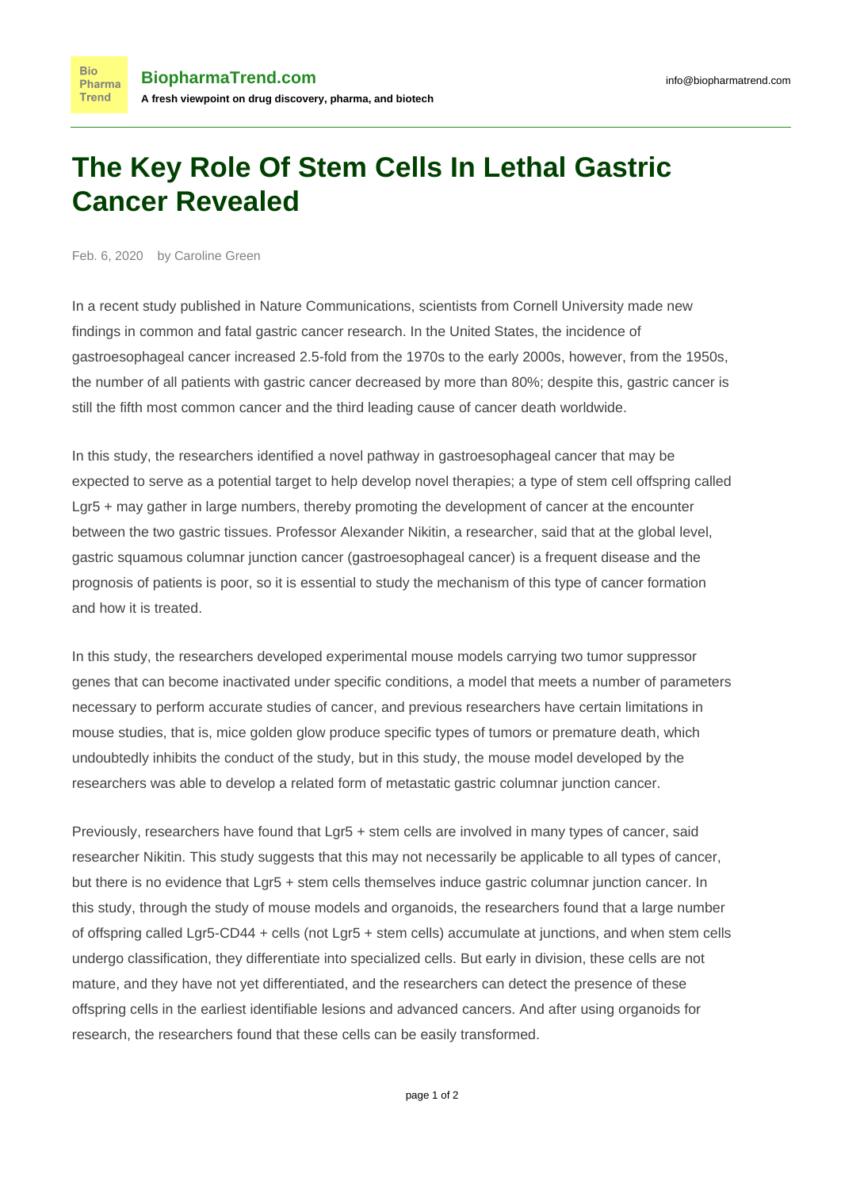BiopharmaTrend.com

A fresh viewpoint on drug discovery, pharma, and biotech

info@biopharmatrend.com

# The Key Role Of Stem Cells In Lethal Gastric Cancer Revealed

Feb. 6, 2020 by Caroline Green

In a recent study published in Nature Communications, scientists from Cornell University made new findings in common and fatal gastric cancer research. In the United States, the incidence of gastroesophageal cancer increased 2.5-fold from the 1970s to the early 2000s, however, from the 1950s, the number of all patients with gastric cancer decreased by more than 80%; despite this, gastric cancer is still the fifth most common cancer and the third leading cause of cancer death worldwide.

In this study, the researchers identified a novel pathway in gastroesophageal cancer that may be expected to serve as a potential target to help develop novel therapies; a type of stem cell offspring called Lgr5 + may gather in large numbers, thereby promoting the development of cancer at the encounter between the two gastric tissues. Professor Alexander Nikitin, a researcher, said that at the global level, gastric squamous columnar junction cancer (gastroesophageal cancer) is a frequent disease and the prognosis of patients is poor, so it is essential to study the mechanism of this type of cancer formation and how it is treated.

In this study, the researchers developed experimental mouse models carrying two tumor suppressor genes that can become inactivated under specific conditions, a model that meets a number of parameters necessary to perform accurate studies of cancer, and previous researchers have certain limitations in mouse studies, that is, mice golden glow produce specific types of tumors or premature death, which undoubtedly inhibits the conduct of the study, but in this study, the mouse model developed by the researchers was able to develop a related form of metastatic gastric columnar junction cancer.

Previously, researchers have found that Lgr5 + stem cells are involved in many types of cancer, said researcher Nikitin. This study suggests that this may not necessarily be applicable to all types of cancer, but there is no evidence that Lgr5 + stem cells themselves induce gastric columnar junction cancer. In this study, through the study of mouse models and organoids, the researchers found that a large number of offspring called Lgr5-CD44 + cells (not Lgr5 + stem cells) accumulate at junctions, and when stem cells undergo classification, they differentiate into specialized cells. But early in division, these cells are not mature, and they have not yet differentiated, and the researchers can detect the presence of these offspring cells in the earliest identifiable lesions and advanced cancers. And after using organoids for research, the researchers found that these cells can be easily transformed.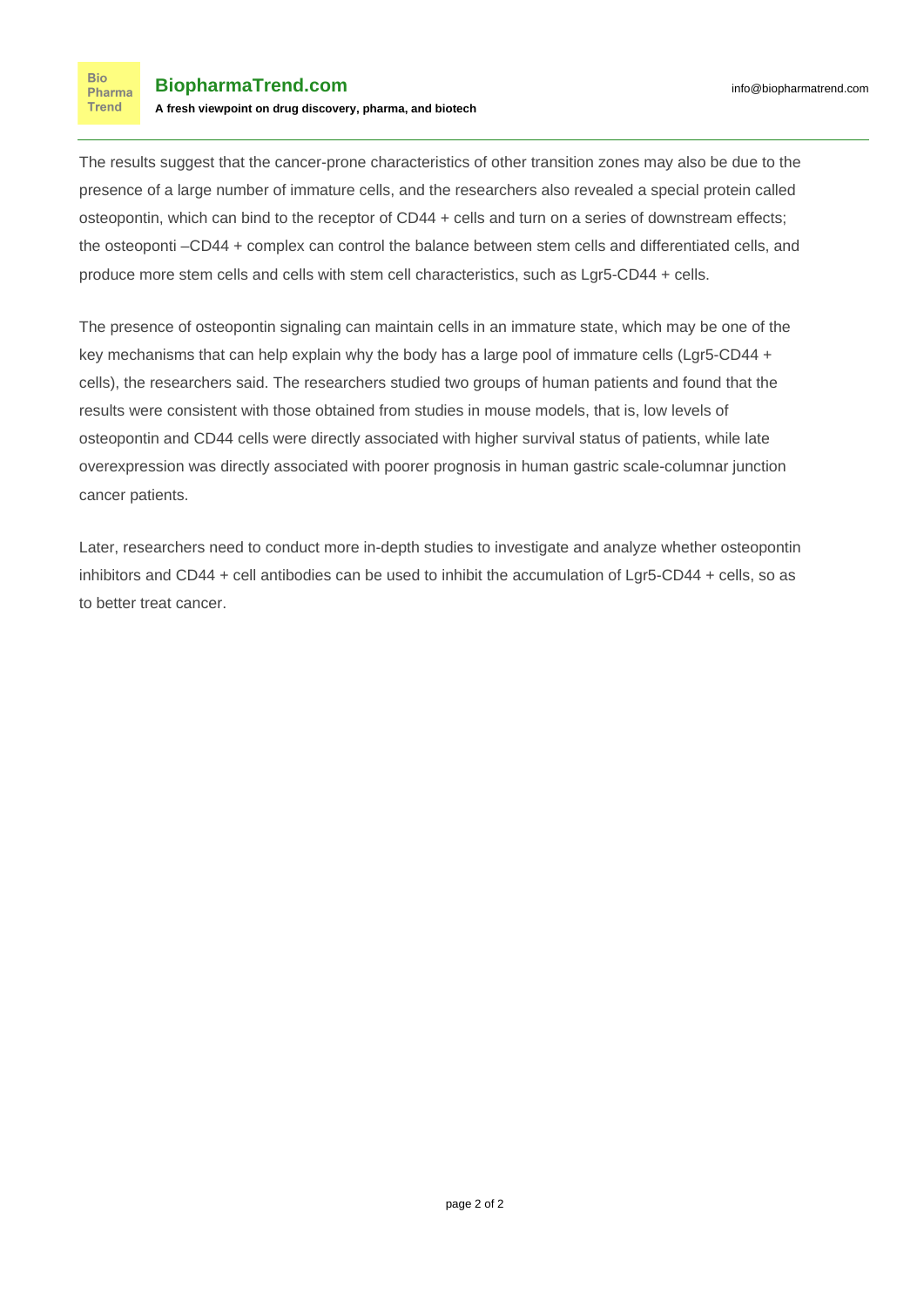The results suggest that the cancer-prone characteristics of other transition zones may also be due to the presence of a large number of immature cells, and the researchers also revealed a special protein called osteopontin, which can bind to the receptor of CD44 + cells and turn on a series of downstream effects; the osteoponti –CD44 + complex can control the balance between stem cells and differentiated cells, and produce more stem cells and cells with stem cell characteristics, such as Lgr5-CD44 + cells.

The presence of osteopontin signaling can maintain cells in an immature state, which may be one of the key mechanisms that can help explain why the body has a large pool of immature cells (Lgr5-CD44 + cells), the researchers said. The researchers studied two groups of human patients and found that the results were consistent with those obtained from studies in mouse models, that is, low levels of osteopontin and CD44 cells were directly associated with higher survival status of patients, while late overexpression was directly associated with poorer prognosis in human gastric scale-columnar junction cancer patients.

Later, researchers need to conduct more in-depth studies to investigate and analyze whether osteopontin inhibitors and CD44 + cell antibodies can be used to inhibit the accumulation of Lgr5-CD44 + cells, so as to better treat cancer.